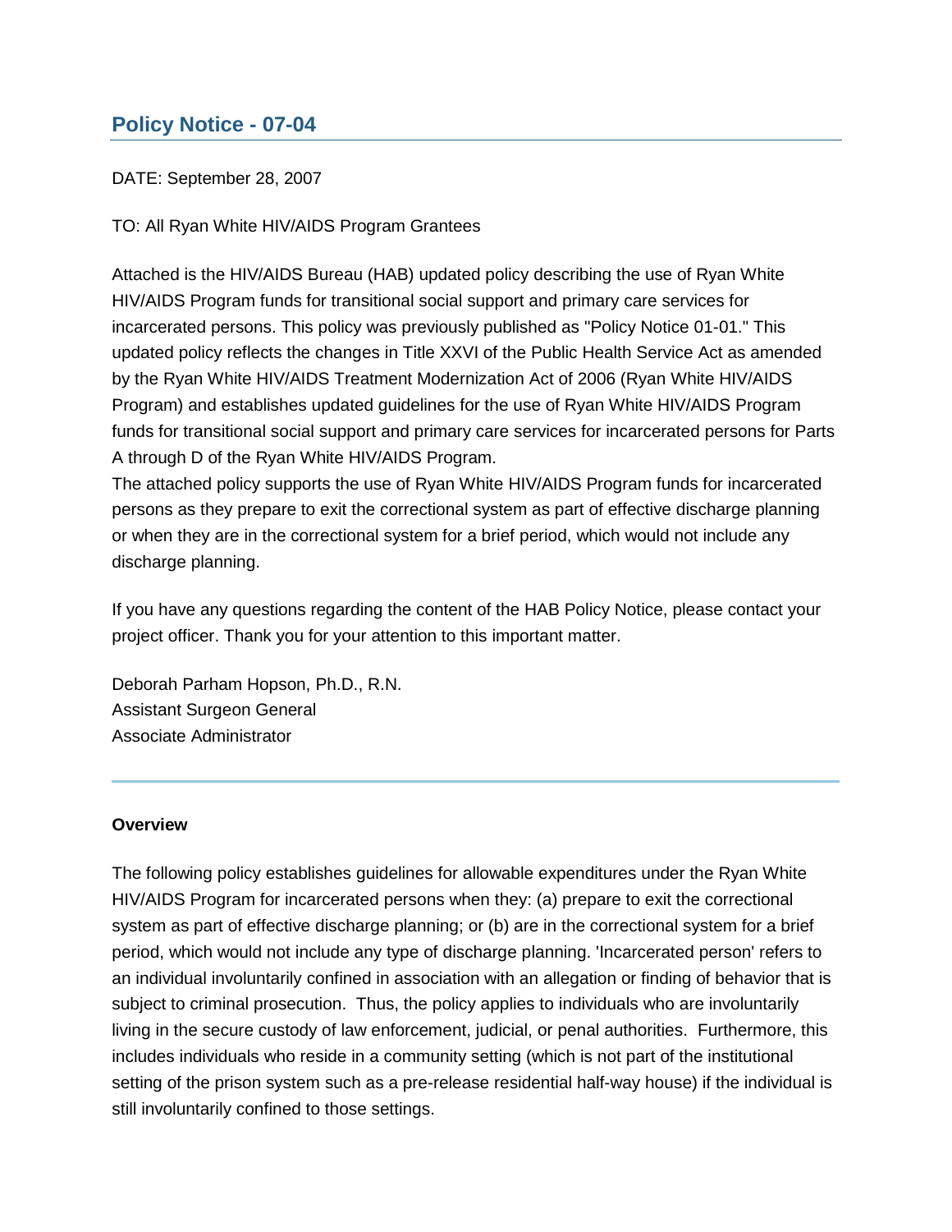# Policy Notice - 07-04

DATE: September 28, 2007

TO: All Ryan White HIV/AIDS Program Grantees

Attached is the HIV/AIDS Bureau (HAB) updated policy describing the use of Ryan White HIV/AIDS Program funds for transitional social support and primary care services for incarcerated persons. This policy was previously published as "Policy Notice 01-01." This updated policy reflects the changes in Title XXVI of the Public Health Service Act as amended by the Ryan White HIV/AIDS Treatment Modernization Act of 2006 (Ryan White HIV/AIDS Program) and establishes updated guidelines for the use of Ryan White HIV/AIDS Program funds for transitional social support and primary care services for incarcerated persons for Parts A through D of the Ryan White HIV/AIDS Program.
The attached policy supports the use of Ryan White HIV/AIDS Program funds for incarcerated persons as they prepare to exit the correctional system as part of effective discharge planning or when they are in the correctional system for a brief period, which would not include any discharge planning.

If you have any questions regarding the content of the HAB Policy Notice, please contact your project officer. Thank you for your attention to this important matter.

Deborah Parham Hopson, Ph.D., R.N.
Assistant Surgeon General
Associate Administrator

---

**Overview**

The following policy establishes guidelines for allowable expenditures under the Ryan White HIV/AIDS Program for incarcerated persons when they: (a) prepare to exit the correctional system as part of effective discharge planning; or (b) are in the correctional system for a brief period, which would not include any type of discharge planning. 'Incarcerated person' refers to an individual involuntarily confined in association with an allegation or finding of behavior that is subject to criminal prosecution. Thus, the policy applies to individuals who are involuntarily living in the secure custody of law enforcement, judicial, or penal authorities. Furthermore, this includes individuals who reside in a community setting (which is not part of the institutional setting of the prison system such as a pre-release residential half-way house) if the individual is still involuntarily confined to those settings.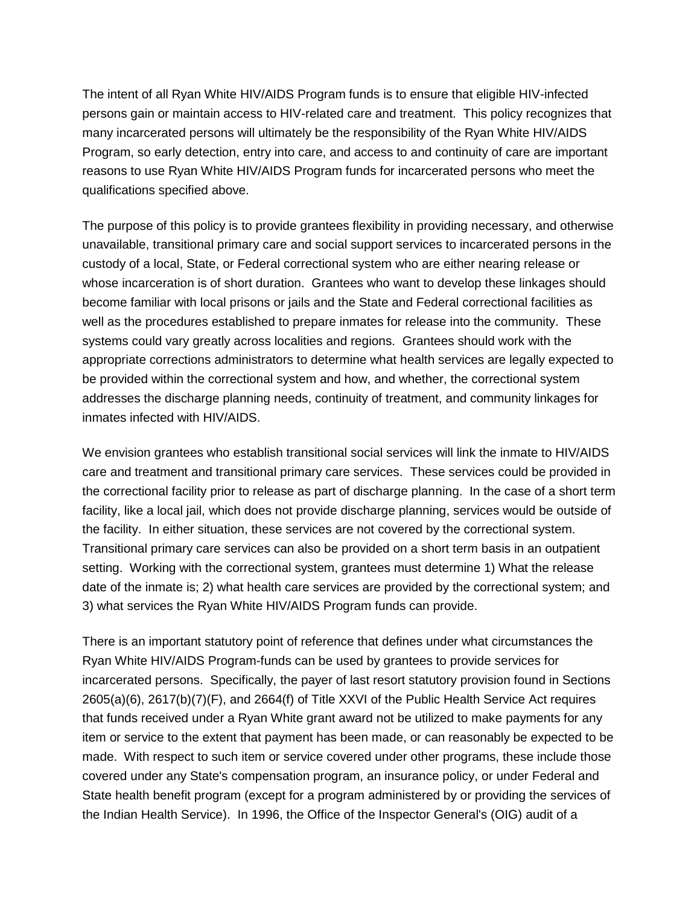The intent of all Ryan White HIV/AIDS Program funds is to ensure that eligible HIV-infected persons gain or maintain access to HIV-related care and treatment. This policy recognizes that many incarcerated persons will ultimately be the responsibility of the Ryan White HIV/AIDS Program, so early detection, entry into care, and access to and continuity of care are important reasons to use Ryan White HIV/AIDS Program funds for incarcerated persons who meet the qualifications specified above.

The purpose of this policy is to provide grantees flexibility in providing necessary, and otherwise unavailable, transitional primary care and social support services to incarcerated persons in the custody of a local, State, or Federal correctional system who are either nearing release or whose incarceration is of short duration. Grantees who want to develop these linkages should become familiar with local prisons or jails and the State and Federal correctional facilities as well as the procedures established to prepare inmates for release into the community. These systems could vary greatly across localities and regions. Grantees should work with the appropriate corrections administrators to determine what health services are legally expected to be provided within the correctional system and how, and whether, the correctional system addresses the discharge planning needs, continuity of treatment, and community linkages for inmates infected with HIV/AIDS.

We envision grantees who establish transitional social services will link the inmate to HIV/AIDS care and treatment and transitional primary care services. These services could be provided in the correctional facility prior to release as part of discharge planning. In the case of a short term facility, like a local jail, which does not provide discharge planning, services would be outside of the facility. In either situation, these services are not covered by the correctional system. Transitional primary care services can also be provided on a short term basis in an outpatient setting. Working with the correctional system, grantees must determine 1) What the release date of the inmate is; 2) what health care services are provided by the correctional system; and 3) what services the Ryan White HIV/AIDS Program funds can provide.

There is an important statutory point of reference that defines under what circumstances the Ryan White HIV/AIDS Program-funds can be used by grantees to provide services for incarcerated persons. Specifically, the payer of last resort statutory provision found in Sections 2605(a)(6), 2617(b)(7)(F), and 2664(f) of Title XXVI of the Public Health Service Act requires that funds received under a Ryan White grant award not be utilized to make payments for any item or service to the extent that payment has been made, or can reasonably be expected to be made. With respect to such item or service covered under other programs, these include those covered under any State's compensation program, an insurance policy, or under Federal and State health benefit program (except for a program administered by or providing the services of the Indian Health Service). In 1996, the Office of the Inspector General's (OIG) audit of a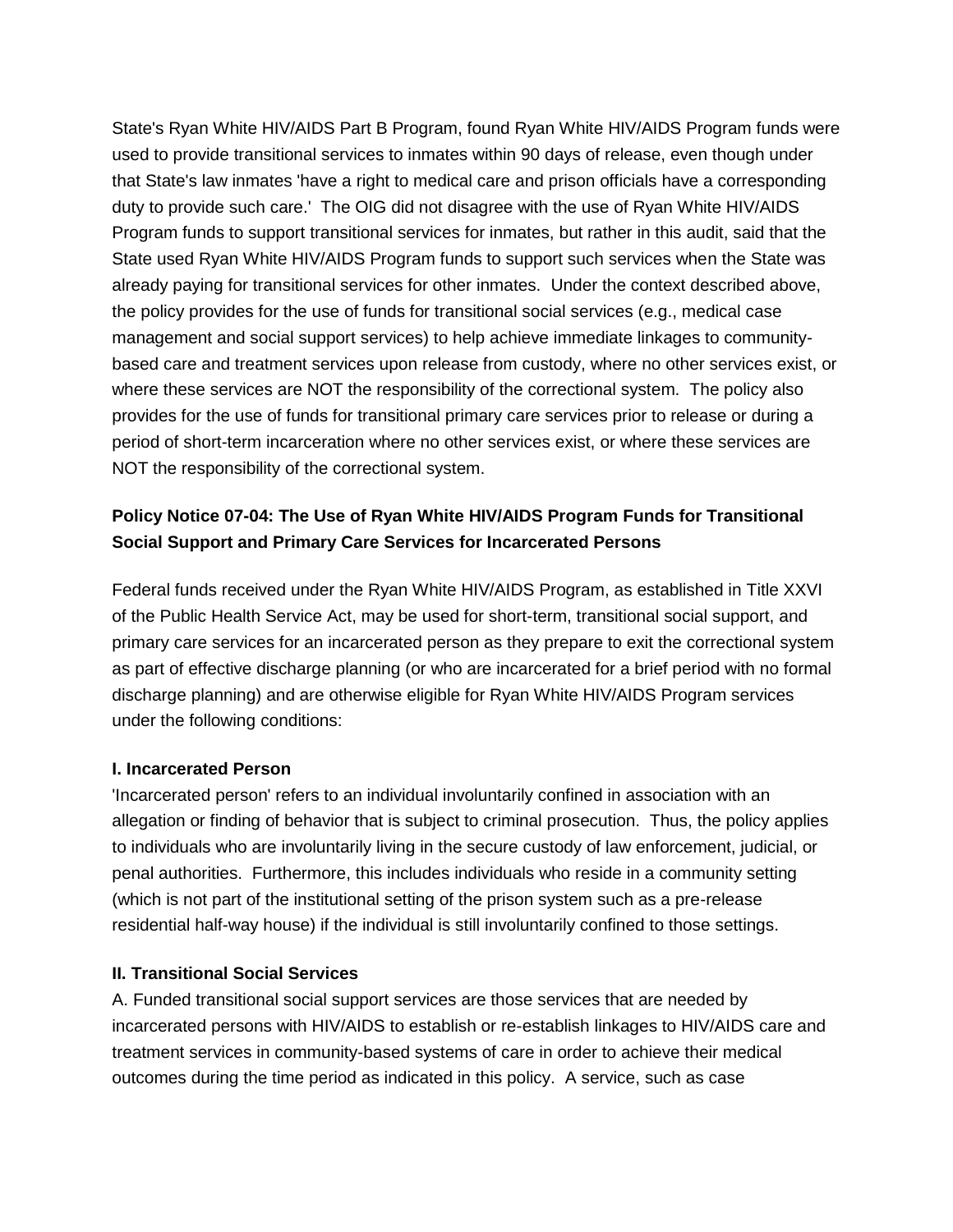State's Ryan White HIV/AIDS Part B Program, found Ryan White HIV/AIDS Program funds were used to provide transitional services to inmates within 90 days of release, even though under that State's law inmates 'have a right to medical care and prison officials have a corresponding duty to provide such care.' The OIG did not disagree with the use of Ryan White HIV/AIDS Program funds to support transitional services for inmates, but rather in this audit, said that the State used Ryan White HIV/AIDS Program funds to support such services when the State was already paying for transitional services for other inmates. Under the context described above, the policy provides for the use of funds for transitional social services (e.g., medical case management and social support services) to help achieve immediate linkages to community-based care and treatment services upon release from custody, where no other services exist, or where these services are NOT the responsibility of the correctional system. The policy also provides for the use of funds for transitional primary care services prior to release or during a period of short-term incarceration where no other services exist, or where these services are NOT the responsibility of the correctional system.

## Policy Notice 07-04: The Use of Ryan White HIV/AIDS Program Funds for Transitional Social Support and Primary Care Services for Incarcerated Persons

Federal funds received under the Ryan White HIV/AIDS Program, as established in Title XXVI of the Public Health Service Act, may be used for short-term, transitional social support, and primary care services for an incarcerated person as they prepare to exit the correctional system as part of effective discharge planning (or who are incarcerated for a brief period with no formal discharge planning) and are otherwise eligible for Ryan White HIV/AIDS Program services under the following conditions:

### I. Incarcerated Person

'Incarcerated person' refers to an individual involuntarily confined in association with an allegation or finding of behavior that is subject to criminal prosecution. Thus, the policy applies to individuals who are involuntarily living in the secure custody of law enforcement, judicial, or penal authorities. Furthermore, this includes individuals who reside in a community setting (which is not part of the institutional setting of the prison system such as a pre-release residential half-way house) if the individual is still involuntarily confined to those settings.

### II. Transitional Social Services

A. Funded transitional social support services are those services that are needed by incarcerated persons with HIV/AIDS to establish or re-establish linkages to HIV/AIDS care and treatment services in community-based systems of care in order to achieve their medical outcomes during the time period as indicated in this policy. A service, such as case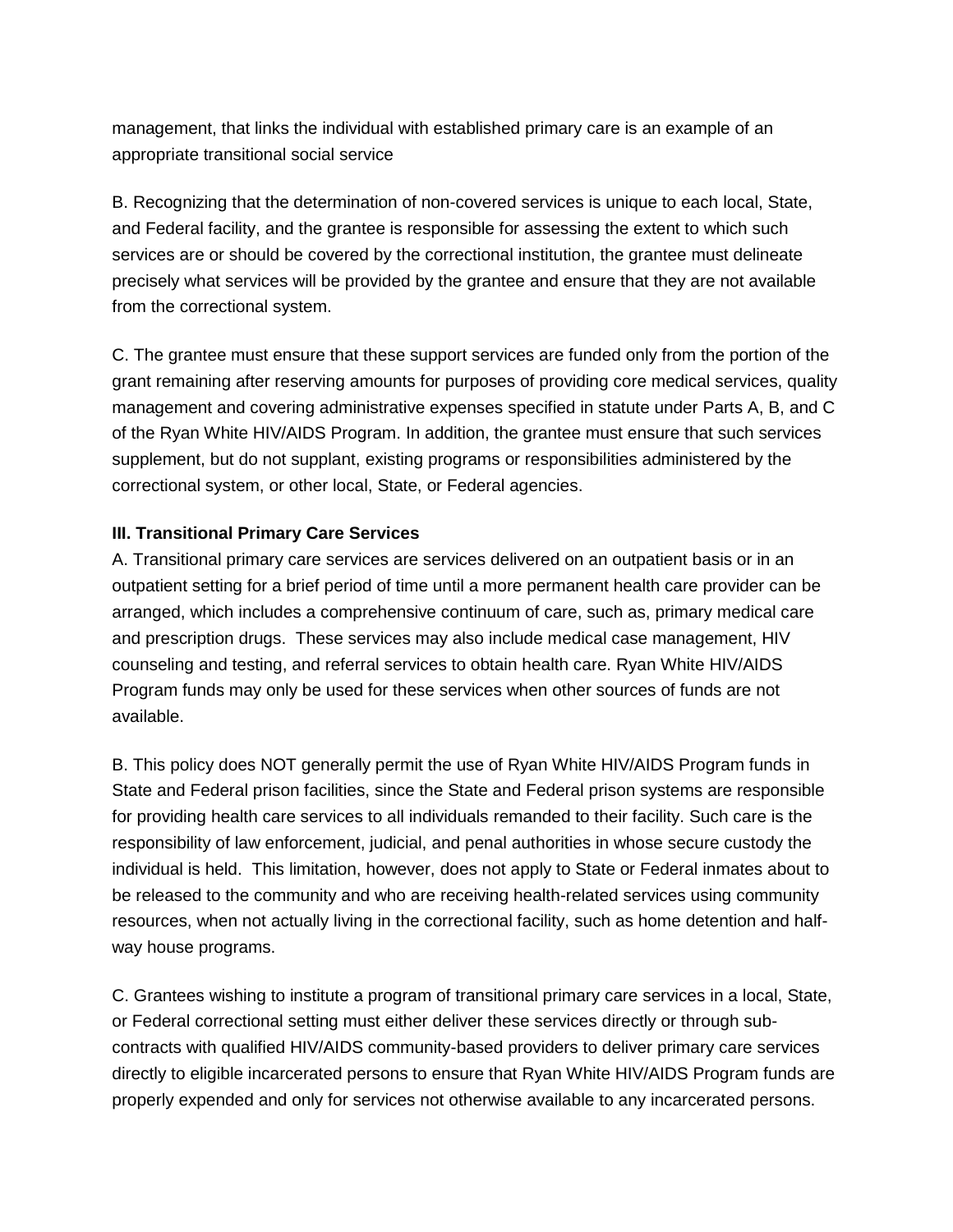management, that links the individual with established primary care is an example of an appropriate transitional social service

B. Recognizing that the determination of non-covered services is unique to each local, State, and Federal facility, and the grantee is responsible for assessing the extent to which such services are or should be covered by the correctional institution, the grantee must delineate precisely what services will be provided by the grantee and ensure that they are not available from the correctional system.

C. The grantee must ensure that these support services are funded only from the portion of the grant remaining after reserving amounts for purposes of providing core medical services, quality management and covering administrative expenses specified in statute under Parts A, B, and C of the Ryan White HIV/AIDS Program. In addition, the grantee must ensure that such services supplement, but do not supplant, existing programs or responsibilities administered by the correctional system, or other local, State, or Federal agencies.

**III. Transitional Primary Care Services**

A. Transitional primary care services are services delivered on an outpatient basis or in an outpatient setting for a brief period of time until a more permanent health care provider can be arranged, which includes a comprehensive continuum of care, such as, primary medical care and prescription drugs. These services may also include medical case management, HIV counseling and testing, and referral services to obtain health care. Ryan White HIV/AIDS Program funds may only be used for these services when other sources of funds are not available.

B. This policy does NOT generally permit the use of Ryan White HIV/AIDS Program funds in State and Federal prison facilities, since the State and Federal prison systems are responsible for providing health care services to all individuals remanded to their facility. Such care is the responsibility of law enforcement, judicial, and penal authorities in whose secure custody the individual is held. This limitation, however, does not apply to State or Federal inmates about to be released to the community and who are receiving health-related services using community resources, when not actually living in the correctional facility, such as home detention and half-way house programs.

C. Grantees wishing to institute a program of transitional primary care services in a local, State, or Federal correctional setting must either deliver these services directly or through sub-contracts with qualified HIV/AIDS community-based providers to deliver primary care services directly to eligible incarcerated persons to ensure that Ryan White HIV/AIDS Program funds are properly expended and only for services not otherwise available to any incarcerated persons.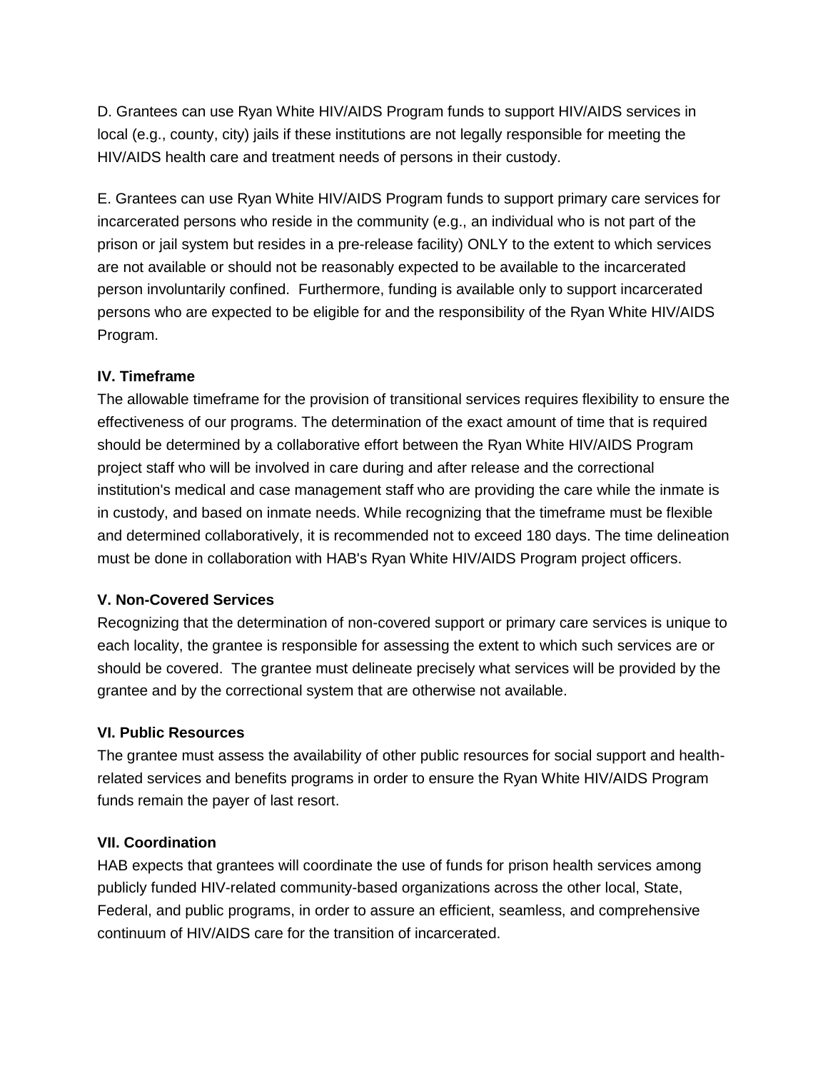D. Grantees can use Ryan White HIV/AIDS Program funds to support HIV/AIDS services in local (e.g., county, city) jails if these institutions are not legally responsible for meeting the HIV/AIDS health care and treatment needs of persons in their custody.

E. Grantees can use Ryan White HIV/AIDS Program funds to support primary care services for incarcerated persons who reside in the community (e.g., an individual who is not part of the prison or jail system but resides in a pre-release facility) ONLY to the extent to which services are not available or should not be reasonably expected to be available to the incarcerated person involuntarily confined. Furthermore, funding is available only to support incarcerated persons who are expected to be eligible for and the responsibility of the Ryan White HIV/AIDS Program.

**IV. Timeframe**

The allowable timeframe for the provision of transitional services requires flexibility to ensure the effectiveness of our programs. The determination of the exact amount of time that is required should be determined by a collaborative effort between the Ryan White HIV/AIDS Program project staff who will be involved in care during and after release and the correctional institution's medical and case management staff who are providing the care while the inmate is in custody, and based on inmate needs. While recognizing that the timeframe must be flexible and determined collaboratively, it is recommended not to exceed 180 days. The time delineation must be done in collaboration with HAB's Ryan White HIV/AIDS Program project officers.

**V. Non-Covered Services**

Recognizing that the determination of non-covered support or primary care services is unique to each locality, the grantee is responsible for assessing the extent to which such services are or should be covered. The grantee must delineate precisely what services will be provided by the grantee and by the correctional system that are otherwise not available.

**VI. Public Resources**

The grantee must assess the availability of other public resources for social support and health-related services and benefits programs in order to ensure the Ryan White HIV/AIDS Program funds remain the payer of last resort.

**VII. Coordination**

HAB expects that grantees will coordinate the use of funds for prison health services among publicly funded HIV-related community-based organizations across the other local, State, Federal, and public programs, in order to assure an efficient, seamless, and comprehensive continuum of HIV/AIDS care for the transition of incarcerated.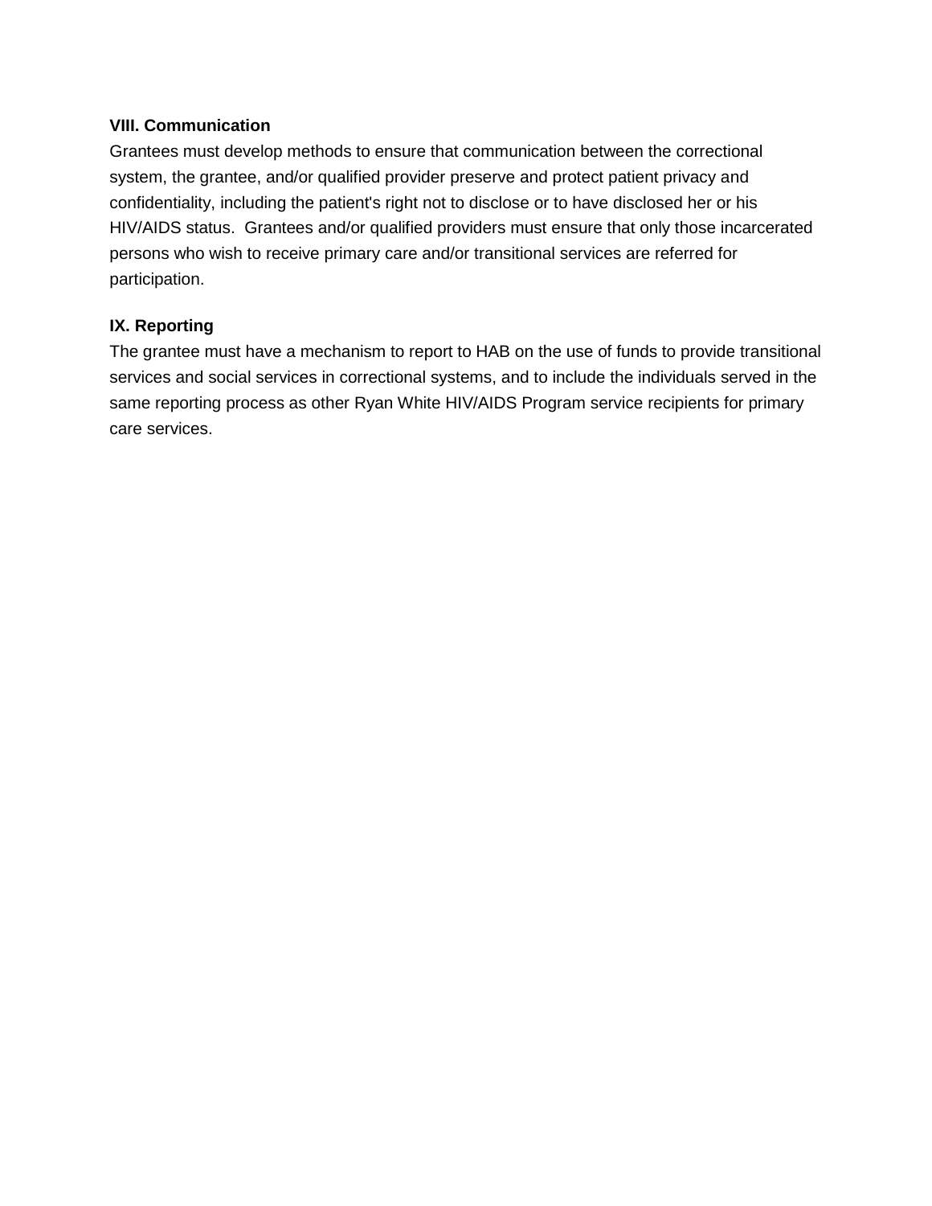**VIII. Communication**

Grantees must develop methods to ensure that communication between the correctional system, the grantee, and/or qualified provider preserve and protect patient privacy and confidentiality, including the patient's right not to disclose or to have disclosed her or his HIV/AIDS status. Grantees and/or qualified providers must ensure that only those incarcerated persons who wish to receive primary care and/or transitional services are referred for participation.

**IX. Reporting**

The grantee must have a mechanism to report to HAB on the use of funds to provide transitional services and social services in correctional systems, and to include the individuals served in the same reporting process as other Ryan White HIV/AIDS Program service recipients for primary care services.